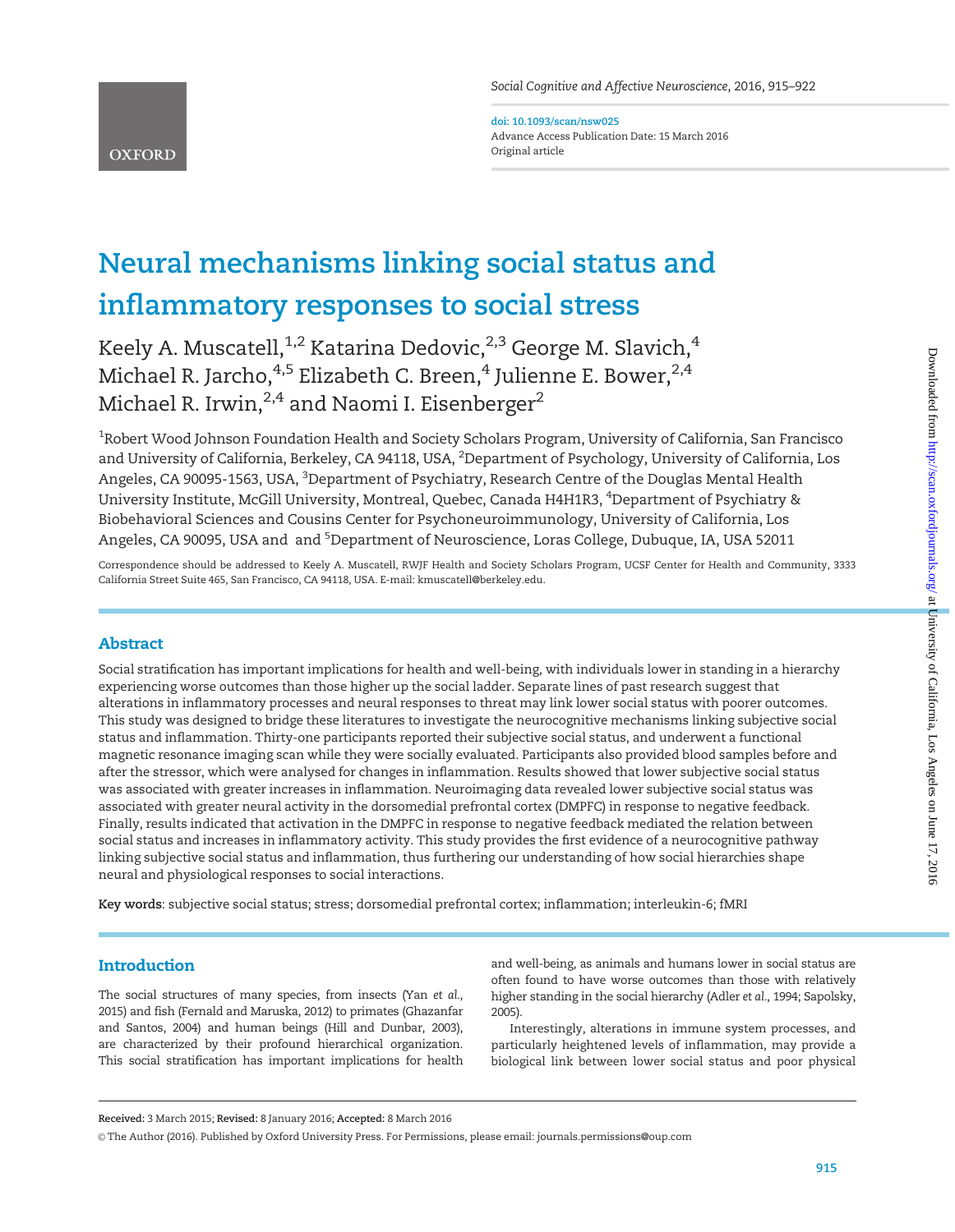doi: 10.1093/scan/nsw025
Advance Access Publication Date: 15 March 2016
Original article

# Neural mechanisms linking social status and inflammatory responses to social stress

Keely A. Muscatell,[1,2] Katarina Dedovic,[2,3] George M. Slavich,[4] Michael R. Jarcho,[4,5] Elizabeth C. Breen,[4] Julienne E. Bower,[2,4] Michael R. Irwin,[2,4] and Naomi I. Eisenberger[2]

[1]Robert Wood Johnson Foundation Health and Society Scholars Program, University of California, San Francisco and University of California, Berkeley, CA 94118, USA, [2]Department of Psychology, University of California, Los Angeles, CA 90095-1563, USA, [3]Department of Psychiatry, Research Centre of the Douglas Mental Health University Institute, McGill University, Montreal, Quebec, Canada H4H1R3, [4]Department of Psychiatry & Biobehavioral Sciences and Cousins Center for Psychoneuroimmunology, University of California, Los Angeles, CA 90095, USA and and [5]Department of Neuroscience, Loras College, Dubuque, IA, USA 52011

Correspondence should be addressed to Keely A. Muscatell, RWJF Health and Society Scholars Program, UCSF Center for Health and Community, 3333 California Street Suite 465, San Francisco, CA 94118, USA. E-mail: kmuscatell@berkeley.edu.

## Abstract

Social stratification has important implications for health and well-being, with individuals lower in standing in a hierarchy experiencing worse outcomes than those higher up the social ladder. Separate lines of past research suggest that alterations in inflammatory processes and neural responses to threat may link lower social status with poorer outcomes. This study was designed to bridge these literatures to investigate the neurocognitive mechanisms linking subjective social status and inflammation. Thirty-one participants reported their subjective social status, and underwent a functional magnetic resonance imaging scan while they were socially evaluated. Participants also provided blood samples before and after the stressor, which were analysed for changes in inflammation. Results showed that lower subjective social status was associated with greater increases in inflammation. Neuroimaging data revealed lower subjective social status was associated with greater neural activity in the dorsomedial prefrontal cortex (DMPFC) in response to negative feedback. Finally, results indicated that activation in the DMPFC in response to negative feedback mediated the relation between social status and increases in inflammatory activity. This study provides the first evidence of a neurocognitive pathway linking subjective social status and inflammation, thus furthering our understanding of how social hierarchies shape neural and physiological responses to social interactions.

**Key words**: subjective social status; stress; dorsomedial prefrontal cortex; inflammation; interleukin-6; fMRI

## Introduction

The social structures of many species, from insects (Yan *et al.*, 2015) and fish (Fernald and Maruska, 2012) to primates (Ghazanfar and Santos, 2004) and human beings (Hill and Dunbar, 2003), are characterized by their profound hierarchical organization. This social stratification has important implications for health and well-being, as animals and humans lower in social status are often found to have worse outcomes than those with relatively higher standing in the social hierarchy (Adler *et al.*, 1994; Sapolsky, 2005).

Interestingly, alterations in immune system processes, and particularly heightened levels of inflammation, may provide a biological link between lower social status and poor physical

**Received:** 3 March 2015; **Revised:** 8 January 2016; **Accepted:** 8 March 2016

© The Author (2016). Published by Oxford University Press. For Permissions, please email: journals.permissions@oup.com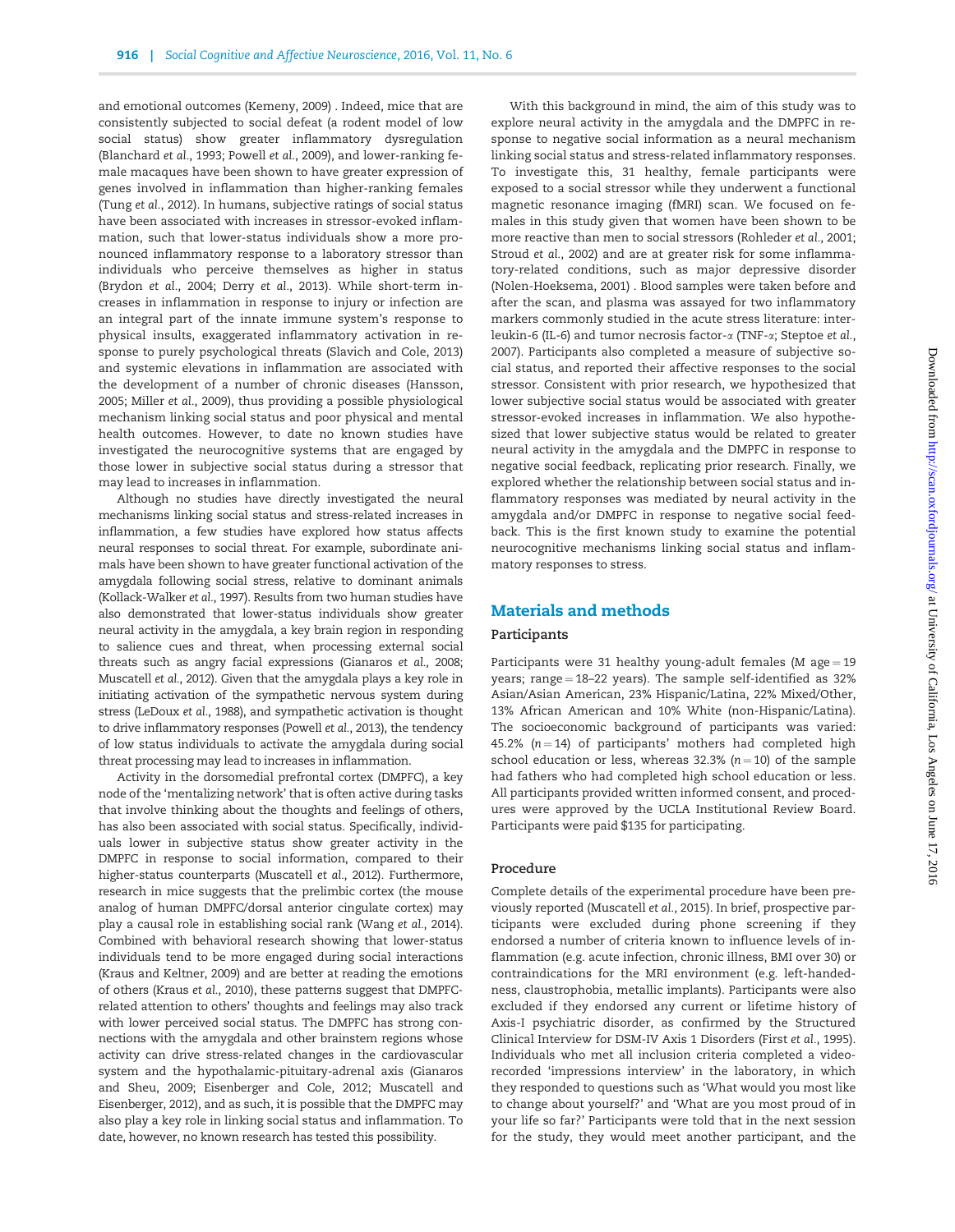and emotional outcomes (Kemeny, 2009) . Indeed, mice that are consistently subjected to social defeat (a rodent model of low social status) show greater inflammatory dysregulation (Blanchard *et al.*, 1993; Powell *et al.*, 2009), and lower-ranking female macaques have been shown to have greater expression of genes involved in inflammation than higher-ranking females (Tung *et al.*, 2012). In humans, subjective ratings of social status have been associated with increases in stressor-evoked inflammation, such that lower-status individuals show a more pronounced inflammatory response to a laboratory stressor than individuals who perceive themselves as higher in status (Brydon *et al.*, 2004; Derry *et al.*, 2013). While short-term increases in inflammation in response to injury or infection are an integral part of the innate immune system's response to physical insults, exaggerated inflammatory activation in response to purely psychological threats (Slavich and Cole, 2013) and systemic elevations in inflammation are associated with the development of a number of chronic diseases (Hansson, 2005; Miller *et al.*, 2009), thus providing a possible physiological mechanism linking social status and poor physical and mental health outcomes. However, to date no known studies have investigated the neurocognitive systems that are engaged by those lower in subjective social status during a stressor that may lead to increases in inflammation.

Although no studies have directly investigated the neural mechanisms linking social status and stress-related increases in inflammation, a few studies have explored how status affects neural responses to social threat. For example, subordinate animals have been shown to have greater functional activation of the amygdala following social stress, relative to dominant animals (Kollack-Walker *et al.*, 1997). Results from two human studies have also demonstrated that lower-status individuals show greater neural activity in the amygdala, a key brain region in responding to salience cues and threat, when processing external social threats such as angry facial expressions (Gianaros *et al.*, 2008; Muscatell *et al.*, 2012). Given that the amygdala plays a key role in initiating activation of the sympathetic nervous system during stress (LeDoux *et al.*, 1988), and sympathetic activation is thought to drive inflammatory responses (Powell *et al.*, 2013), the tendency of low status individuals to activate the amygdala during social threat processing may lead to increases in inflammation.

Activity in the dorsomedial prefrontal cortex (DMPFC), a key node of the 'mentalizing network' that is often active during tasks that involve thinking about the thoughts and feelings of others, has also been associated with social status. Specifically, individuals lower in subjective status show greater activity in the DMPFC in response to social information, compared to their higher-status counterparts (Muscatell *et al.*, 2012). Furthermore, research in mice suggests that the prelimbic cortex (the mouse analog of human DMPFC/dorsal anterior cingulate cortex) may play a causal role in establishing social rank (Wang *et al.*, 2014). Combined with behavioral research showing that lower-status individuals tend to be more engaged during social interactions (Kraus and Keltner, 2009) and are better at reading the emotions of others (Kraus *et al.*, 2010), these patterns suggest that DMPFC-related attention to others' thoughts and feelings may also track with lower perceived social status. The DMPFC has strong connections with the amygdala and other brainstem regions whose activity can drive stress-related changes in the cardiovascular system and the hypothalamic-pituitary-adrenal axis (Gianaros and Sheu, 2009; Eisenberger and Cole, 2012; Muscatell and Eisenberger, 2012), and as such, it is possible that the DMPFC may also play a key role in linking social status and inflammation. To date, however, no known research has tested this possibility.

With this background in mind, the aim of this study was to explore neural activity in the amygdala and the DMPFC in response to negative social information as a neural mechanism linking social status and stress-related inflammatory responses. To investigate this, 31 healthy, female participants were exposed to a social stressor while they underwent a functional magnetic resonance imaging (fMRI) scan. We focused on females in this study given that women have been shown to be more reactive than men to social stressors (Rohleder *et al.*, 2001; Stroud *et al.*, 2002) and are at greater risk for some inflammatory-related conditions, such as major depressive disorder (Nolen-Hoeksema, 2001) . Blood samples were taken before and after the scan, and plasma was assayed for two inflammatory markers commonly studied in the acute stress literature: interleukin-6 (IL-6) and tumor necrosis factor-$\alpha$ (TNF-$\alpha$; Steptoe *et al.*, 2007). Participants also completed a measure of subjective social status, and reported their affective responses to the social stressor. Consistent with prior research, we hypothesized that lower subjective social status would be associated with greater stressor-evoked increases in inflammation. We also hypothesized that lower subjective status would be related to greater neural activity in the amygdala and the DMPFC in response to negative social feedback, replicating prior research. Finally, we explored whether the relationship between social status and inflammatory responses was mediated by neural activity in the amygdala and/or DMPFC in response to negative social feedback. This is the first known study to examine the potential neurocognitive mechanisms linking social status and inflammatory responses to stress.

## Materials and methods

### Participants

Participants were 31 healthy young-adult females (*M* age = 19 years; range = 18–22 years). The sample self-identified as 32% Asian/Asian American, 23% Hispanic/Latina, 22% Mixed/Other, 13% African American and 10% White (non-Hispanic/Latina). The socioeconomic background of participants was varied: 45.2% (*n* = 14) of participants' mothers had completed high school education or less, whereas 32.3% (*n* = 10) of the sample had fathers who had completed high school education or less. All participants provided written informed consent, and procedures were approved by the UCLA Institutional Review Board. Participants were paid $135 for participating.

### Procedure

Complete details of the experimental procedure have been previously reported (Muscatell *et al.*, 2015). In brief, prospective participants were excluded during phone screening if they endorsed a number of criteria known to influence levels of inflammation (e.g. acute infection, chronic illness, BMI over 30) or contraindications for the MRI environment (e.g. left-handedness, claustrophobia, metallic implants). Participants were also excluded if they endorsed any current or lifetime history of Axis-I psychiatric disorder, as confirmed by the Structured Clinical Interview for DSM-IV Axis 1 Disorders (First *et al.*, 1995). Individuals who met all inclusion criteria completed a video-recorded 'impressions interview' in the laboratory, in which they responded to questions such as 'What would you most like to change about yourself?' and 'What are you most proud of in your life so far?' Participants were told that in the next session for the study, they would meet another participant, and the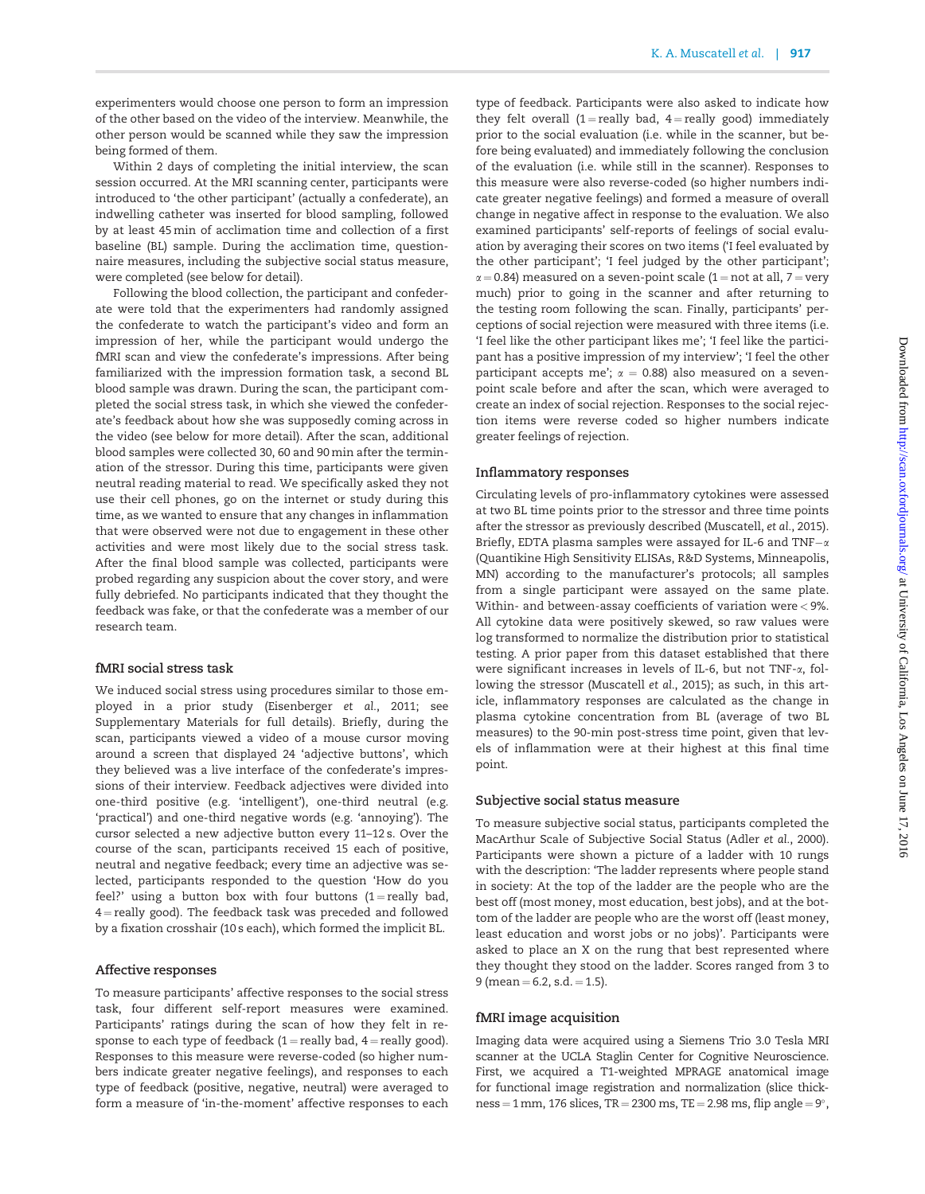experimenters would choose one person to form an impression of the other based on the video of the interview. Meanwhile, the other person would be scanned while they saw the impression being formed of them.

Within 2 days of completing the initial interview, the scan session occurred. At the MRI scanning center, participants were introduced to 'the other participant' (actually a confederate), an indwelling catheter was inserted for blood sampling, followed by at least 45 min of acclimation time and collection of a first baseline (BL) sample. During the acclimation time, questionnaire measures, including the subjective social status measure, were completed (see below for detail).

Following the blood collection, the participant and confederate were told that the experimenters had randomly assigned the confederate to watch the participant's video and form an impression of her, while the participant would undergo the fMRI scan and view the confederate's impressions. After being familiarized with the impression formation task, a second BL blood sample was drawn. During the scan, the participant completed the social stress task, in which she viewed the confederate's feedback about how she was supposedly coming across in the video (see below for more detail). After the scan, additional blood samples were collected 30, 60 and 90 min after the termination of the stressor. During this time, participants were given neutral reading material to read. We specifically asked they not use their cell phones, go on the internet or study during this time, as we wanted to ensure that any changes in inflammation that were observed were not due to engagement in these other activities and were most likely due to the social stress task. After the final blood sample was collected, participants were probed regarding any suspicion about the cover story, and were fully debriefed. No participants indicated that they thought the feedback was fake, or that the confederate was a member of our research team.

### fMRI social stress task

We induced social stress using procedures similar to those employed in a prior study (Eisenberger *et al.*, 2011; see Supplementary Materials for full details). Briefly, during the scan, participants viewed a video of a mouse cursor moving around a screen that displayed 24 'adjective buttons', which they believed was a live interface of the confederate's impressions of their interview. Feedback adjectives were divided into one-third positive (e.g. 'intelligent'), one-third neutral (e.g. 'practical') and one-third negative words (e.g. 'annoying'). The cursor selected a new adjective button every 11–12 s. Over the course of the scan, participants received 15 each of positive, neutral and negative feedback; every time an adjective was selected, participants responded to the question 'How do you feel?' using a button box with four buttons (1 = really bad, 4 = really good). The feedback task was preceded and followed by a fixation crosshair (10 s each), which formed the implicit BL.

### Affective responses

To measure participants' affective responses to the social stress task, four different self-report measures were examined. Participants' ratings during the scan of how they felt in response to each type of feedback (1 = really bad, 4 = really good). Responses to this measure were reverse-coded (so higher numbers indicate greater negative feelings), and responses to each type of feedback (positive, negative, neutral) were averaged to form a measure of 'in-the-moment' affective responses to each type of feedback. Participants were also asked to indicate how they felt overall (1 = really bad, 4 = really good) immediately prior to the social evaluation (i.e. while in the scanner, but before being evaluated) and immediately following the conclusion of the evaluation (i.e. while still in the scanner). Responses to this measure were also reverse-coded (so higher numbers indicate greater negative feelings) and formed a measure of overall change in negative affect in response to the evaluation. We also examined participants' self-reports of feelings of social evaluation by averaging their scores on two items ('I feel evaluated by the other participant'; 'I feel judged by the other participant'; $\alpha = 0.84$) measured on a seven-point scale (1 = not at all, 7 = very much) prior to going in the scanner and after returning to the testing room following the scan. Finally, participants' perceptions of social rejection were measured with three items (i.e. 'I feel like the other participant likes me'; 'I feel like the participant has a positive impression of my interview'; 'I feel the other participant accepts me'; $\alpha = 0.88$) also measured on a seven-point scale before and after the scan, which were averaged to create an index of social rejection. Responses to the social rejection items were reverse coded so higher numbers indicate greater feelings of rejection.

### Inflammatory responses

Circulating levels of pro-inflammatory cytokines were assessed at two BL time points prior to the stressor and three time points after the stressor as previously described (Muscatell, *et al.*, 2015). Briefly, EDTA plasma samples were assayed for IL-6 and TNF-$\alpha$ (Quantikine High Sensitivity ELISAs, R&D Systems, Minneapolis, MN) according to the manufacturer's protocols; all samples from a single participant were assayed on the same plate. Within- and between-assay coefficients of variation were < 9%. All cytokine data were positively skewed, so raw values were log transformed to normalize the distribution prior to statistical testing. A prior paper from this dataset established that there were significant increases in levels of IL-6, but not TNF-$\alpha$, following the stressor (Muscatell *et al.*, 2015); as such, in this article, inflammatory responses are calculated as the change in plasma cytokine concentration from BL (average of two BL measures) to the 90-min post-stress time point, given that levels of inflammation were at their highest at this final time point.

### Subjective social status measure

To measure subjective social status, participants completed the MacArthur Scale of Subjective Social Status (Adler *et al.*, 2000). Participants were shown a picture of a ladder with 10 rungs with the description: 'The ladder represents where people stand in society: At the top of the ladder are the people who are the best off (most money, most education, best jobs), and at the bottom of the ladder are people who are the worst off (least money, least education and worst jobs or no jobs)'. Participants were asked to place an X on the rung that best represented where they thought they stood on the ladder. Scores ranged from 3 to 9 (mean = 6.2, s.d. = 1.5).

### fMRI image acquisition

Imaging data were acquired using a Siemens Trio 3.0 Tesla MRI scanner at the UCLA Staglin Center for Cognitive Neuroscience. First, we acquired a T1-weighted MPRAGE anatomical image for functional image registration and normalization (slice thickness = 1 mm, 176 slices, TR = 2300 ms, TE = 2.98 ms, flip angle = 9°,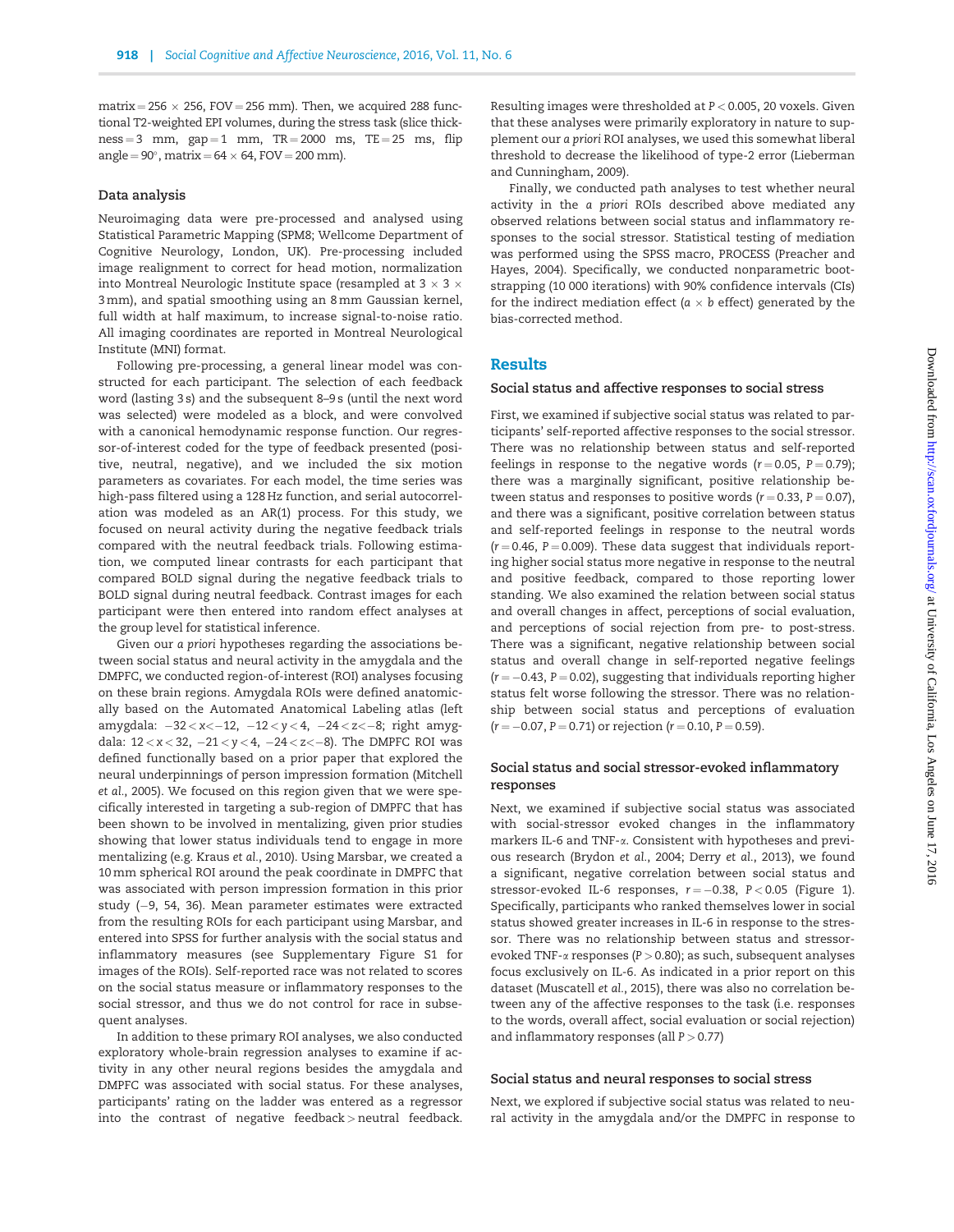matrix = 256 × 256, FOV = 256 mm). Then, we acquired 288 functional T2-weighted EPI volumes, during the stress task (slice thickness = 3 mm, gap = 1 mm, TR = 2000 ms, TE = 25 ms, flip angle = 90°, matrix = 64 × 64, FOV = 200 mm).

### Data analysis

Neuroimaging data were pre-processed and analysed using Statistical Parametric Mapping (SPM8; Wellcome Department of Cognitive Neurology, London, UK). Pre-processing included image realignment to correct for head motion, normalization into Montreal Neurologic Institute space (resampled at 3 × 3 × 3 mm), and spatial smoothing using an 8 mm Gaussian kernel, full width at half maximum, to increase signal-to-noise ratio. All imaging coordinates are reported in Montreal Neurological Institute (MNI) format.

Following pre-processing, a general linear model was constructed for each participant. The selection of each feedback word (lasting 3 s) and the subsequent 8–9 s (until the next word was selected) were modeled as a block, and were convolved with a canonical hemodynamic response function. Our regressor-of-interest coded for the type of feedback presented (positive, neutral, negative), and we included the six motion parameters as covariates. For each model, the time series was high-pass filtered using a 128 Hz function, and serial autocorrelation was modeled as an AR(1) process. For this study, we focused on neural activity during the negative feedback trials compared with the neutral feedback trials. Following estimation, we computed linear contrasts for each participant that compared BOLD signal during the negative feedback trials to BOLD signal during neutral feedback. Contrast images for each participant were then entered into random effect analyses at the group level for statistical inference.

Given our *a priori* hypotheses regarding the associations between social status and neural activity in the amygdala and the DMPFC, we conducted region-of-interest (ROI) analyses focusing on these brain regions. Amygdala ROIs were defined anatomically based on the Automated Anatomical Labeling atlas (left amygdala: $-32 < x < -12$, $-12 < y < 4$, $-24 < z < -8$; right amygdala: $12 < x < 32$, $-21 < y < 4$, $-24 < z < -8$). The DMPFC ROI was defined functionally based on a prior paper that explored the neural underpinnings of person impression formation (Mitchell *et al.*, 2005). We focused on this region given that we were specifically interested in targeting a sub-region of DMPFC that has been shown to be involved in mentalizing, given prior studies showing that lower status individuals tend to engage in more mentalizing (e.g. Kraus *et al.*, 2010). Using Marsbar, we created a 10 mm spherical ROI around the peak coordinate in DMPFC that was associated with person impression formation in this prior study (−9, 54, 36). Mean parameter estimates were extracted from the resulting ROIs for each participant using Marsbar, and entered into SPSS for further analysis with the social status and inflammatory measures (see Supplementary Figure S1 for images of the ROIs). Self-reported race was not related to scores on the social status measure or inflammatory responses to the social stressor, and thus we do not control for race in subsequent analyses.

In addition to these primary ROI analyses, we also conducted exploratory whole-brain regression analyses to examine if activity in any other neural regions besides the amygdala and DMPFC was associated with social status. For these analyses, participants' rating on the ladder was entered as a regressor into the contrast of negative feedback > neutral feedback. Resulting images were thresholded at $P < 0.005$, 20 voxels. Given that these analyses were primarily exploratory in nature to supplement our *a priori* ROI analyses, we used this somewhat liberal threshold to decrease the likelihood of type-2 error (Lieberman and Cunningham, 2009).

Finally, we conducted path analyses to test whether neural activity in the *a priori* ROIs described above mediated any observed relations between social status and inflammatory responses to the social stressor. Statistical testing of mediation was performed using the SPSS macro, PROCESS (Preacher and Hayes, 2004). Specifically, we conducted nonparametric bootstrapping (10 000 iterations) with 90% confidence intervals (CIs) for the indirect mediation effect ($a \times b$ effect) generated by the bias-corrected method.

## Results

### Social status and affective responses to social stress

First, we examined if subjective social status was related to participants' self-reported affective responses to the social stressor. There was no relationship between status and self-reported feelings in response to the negative words ($r = 0.05$, $P = 0.79$); there was a marginally significant, positive relationship between status and responses to positive words ($r = 0.33$, $P = 0.07$), and there was a significant, positive correlation between status and self-reported feelings in response to the neutral words ($r = 0.46$, $P = 0.009$). These data suggest that individuals reporting higher social status more negative in response to the neutral and positive feedback, compared to those reporting lower standing. We also examined the relation between social status and overall changes in affect, perceptions of social evaluation, and perceptions of social rejection from pre- to post-stress. There was a significant, negative relationship between social status and overall change in self-reported negative feelings ($r = -0.43$, $P = 0.02$), suggesting that individuals reporting higher status felt worse following the stressor. There was no relationship between social status and perceptions of evaluation ($r = -0.07$, $P = 0.71$) or rejection ($r = 0.10$, $P = 0.59$).

### Social status and social stressor-evoked inflammatory responses

Next, we examined if subjective social status was associated with social-stressor evoked changes in the inflammatory markers IL-6 and TNF-α. Consistent with hypotheses and previous research (Brydon *et al.*, 2004; Derry *et al.*, 2013), we found a significant, negative correlation between social status and stressor-evoked IL-6 responses, $r = -0.38$, $P < 0.05$ (Figure 1). Specifically, participants who ranked themselves lower in social status showed greater increases in IL-6 in response to the stressor. There was no relationship between status and stressor-evoked TNF-α responses ($P > 0.80$); as such, subsequent analyses focus exclusively on IL-6. As indicated in a prior report on this dataset (Muscatell *et al.*, 2015), there was also no correlation between any of the affective responses to the task (i.e. responses to the words, overall affect, social evaluation or social rejection) and inflammatory responses (all $P > 0.77$)

### Social status and neural responses to social stress

Next, we explored if subjective social status was related to neural activity in the amygdala and/or the DMPFC in response to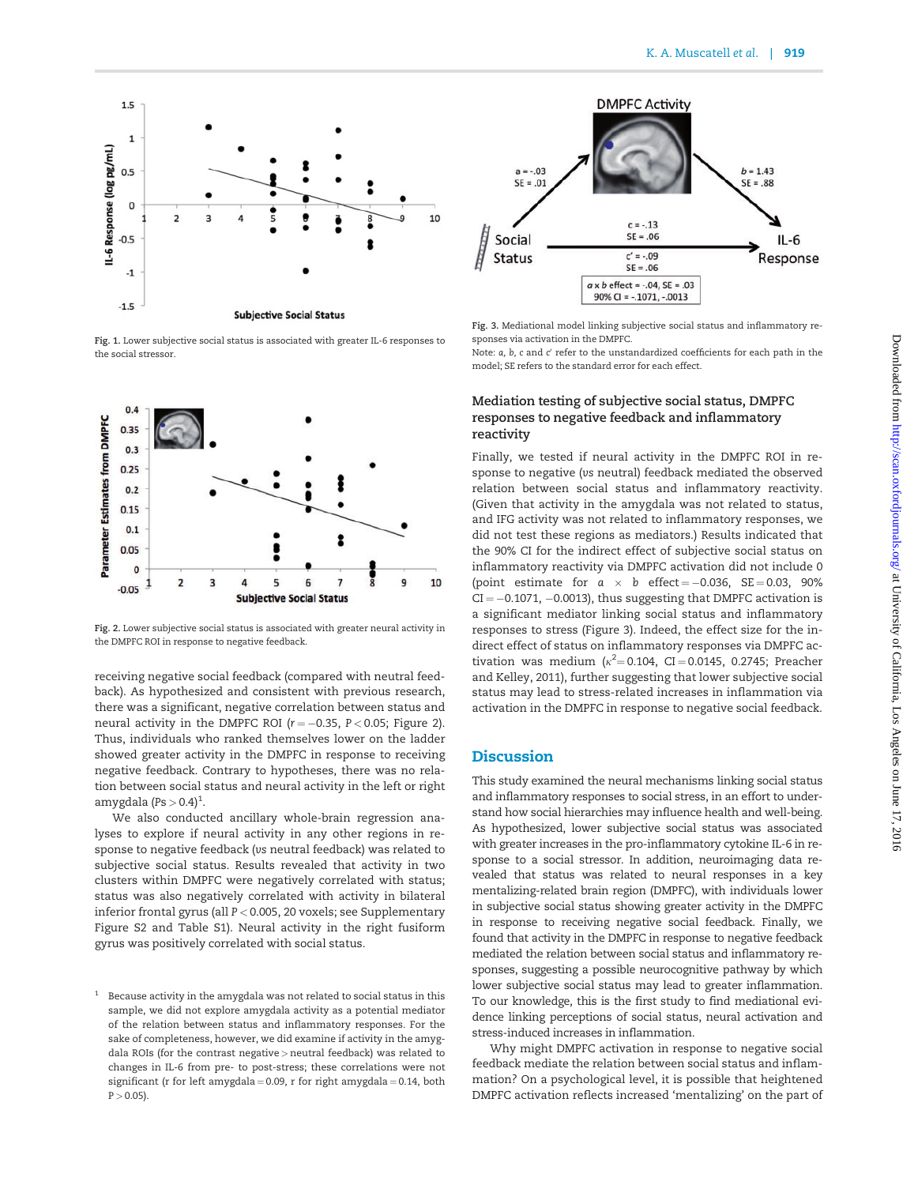Fig. 1. Lower subjective social status is associated with greater IL-6 responses to the social stressor.

Fig. 2. Lower subjective social status is associated with greater neural activity in the DMPFC ROI in response to negative feedback.

receiving negative social feedback (compared with neutral feedback). As hypothesized and consistent with previous research, there was a significant, negative correlation between status and neural activity in the DMPFC ROI ($r = -0.35$, $P < 0.05$; Figure 2). Thus, individuals who ranked themselves lower on the ladder showed greater activity in the DMPFC in response to receiving negative feedback. Contrary to hypotheses, there was no relation between social status and neural activity in the left or right amygdala ($Ps > 0.4$)[1].

We also conducted ancillary whole-brain regression analyses to explore if neural activity in any other regions in response to negative feedback (*vs* neutral feedback) was related to subjective social status. Results revealed that activity in two clusters within DMPFC were negatively correlated with status; status was also negatively correlated with activity in bilateral inferior frontal gyrus (all $P < 0.005$, 20 voxels; see Supplementary Figure S2 and Table S1). Neural activity in the right fusiform gyrus was positively correlated with social status.

[1] Because activity in the amygdala was not related to social status in this sample, we did not explore amygdala activity as a potential mediator of the relation between status and inflammatory responses. For the sake of completeness, however, we did examine if activity in the amygdala ROIs (for the contrast negative > neutral feedback) was related to changes in IL-6 from pre- to post-stress; these correlations were not significant (r for left amygdala = 0.09, r for right amygdala = 0.14, both $P > 0.05$).

Fig. 3. Mediational model linking subjective social status and inflammatory responses via activation in the DMPFC.

Note: *a*, *b*, *c* and *c'* refer to the unstandardized coefficients for each path in the model; SE refers to the standard error for each effect.

### Mediation testing of subjective social status, DMPFC responses to negative feedback and inflammatory reactivity

Finally, we tested if neural activity in the DMPFC ROI in response to negative (*vs* neutral) feedback mediated the observed relation between social status and inflammatory reactivity. (Given that activity in the amygdala was not related to status, and IFG activity was not related to inflammatory responses, we did not test these regions as mediators.) Results indicated that the 90% CI for the indirect effect of subjective social status on inflammatory reactivity via DMPFC activation did not include 0 (point estimate for $a \times b$ effect $= -0.036$, SE $= 0.03$, 90% CI $= -0.1071, -0.0013$), thus suggesting that DMPFC activation is a significant mediator linking social status and inflammatory responses to stress (Figure 3). Indeed, the effect size for the indirect effect of status on inflammatory responses via DMPFC activation was medium ($\kappa^2 = 0.104$, CI $= 0.0145, 0.2745$; Preacher and Kelley, 2011), further suggesting that lower subjective social status may lead to stress-related increases in inflammation via activation in the DMPFC in response to negative social feedback.

## Discussion

This study examined the neural mechanisms linking social status and inflammatory responses to social stress, in an effort to understand how social hierarchies may influence health and well-being. As hypothesized, lower subjective social status was associated with greater increases in the pro-inflammatory cytokine IL-6 in response to a social stressor. In addition, neuroimaging data revealed that status was related to neural responses in a key mentalizing-related brain region (DMPFC), with individuals lower in subjective social status showing greater activity in the DMPFC in response to receiving negative social feedback. Finally, we found that activity in the DMPFC in response to negative feedback mediated the relation between status and inflammatory responses, suggesting a possible neurocognitive pathway by which lower subjective social status may lead to greater inflammation. To our knowledge, this is the first study to find mediational evidence linking perceptions of social status, neural activation and stress-induced increases in inflammation.

Why might DMPFC activation in response to negative social feedback mediate the relation between social status and inflammation? On a psychological level, it is possible that heightened DMPFC activation reflects increased 'mentalizing' on the part of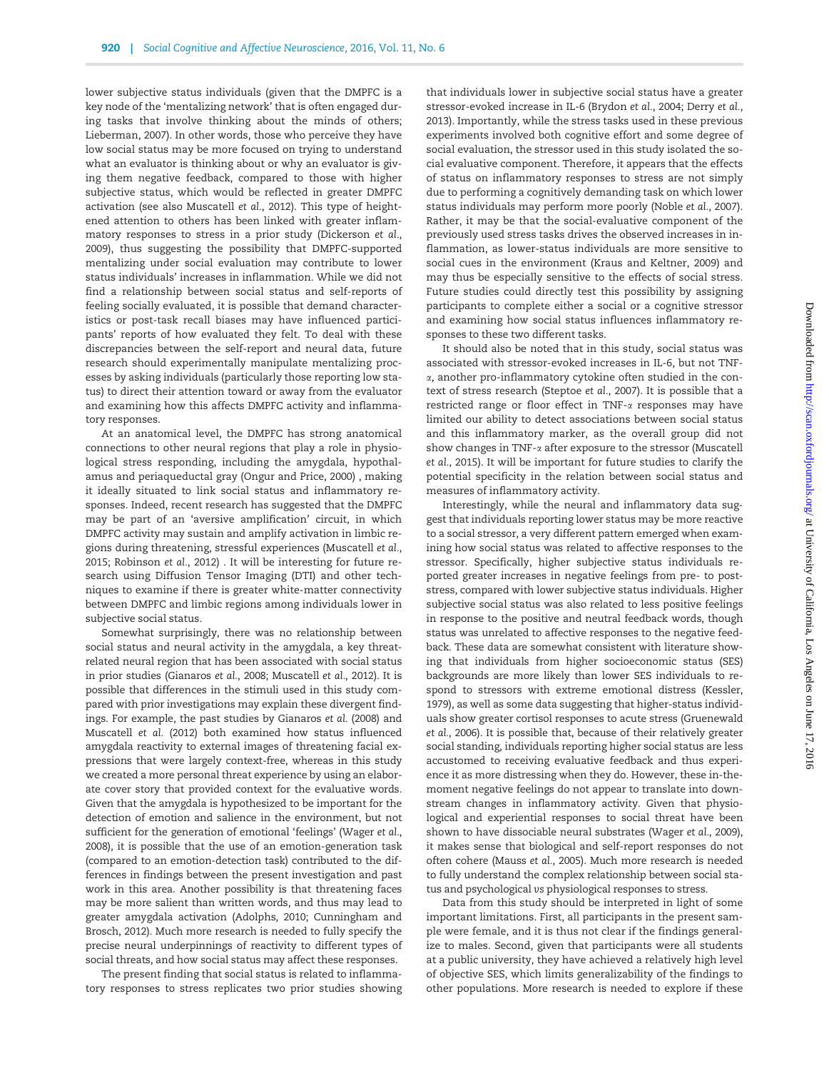lower subjective status individuals (given that the DMPFC is a key node of the 'mentalizing network' that is often engaged during tasks that involve thinking about the minds of others; Lieberman, 2007). In other words, those who perceive they have low social status may be more focused on trying to understand what an evaluator is thinking about or why an evaluator is giving them negative feedback, compared to those with higher subjective status, which would be reflected in greater DMPFC activation (see also Muscatell *et al.*, 2012). This type of heightened attention to others has been linked with greater inflammatory responses to stress in a prior study (Dickerson *et al.*, 2009), thus suggesting the possibility that DMPFC-supported mentalizing under social evaluation may contribute to lower status individuals' increases in inflammation. While we did not find a relationship between social status and self-reports of feeling socially evaluated, it is possible that demand characteristics or post-task recall biases may have influenced participants' reports of how evaluated they felt. To deal with these discrepancies between the self-report and neural data, future research should experimentally manipulate mentalizing processes by asking individuals (particularly those reporting low status) to direct their attention toward or away from the evaluator and examining how this affects DMPFC activity and inflammatory responses.

At an anatomical level, the DMPFC has strong anatomical connections to other neural regions that play a role in physiological stress responding, including the amygdala, hypothalamus and periaqueductal gray (Ongur and Price, 2000) , making it ideally situated to link social status and inflammatory responses. Indeed, recent research has suggested that the DMPFC may be part of an 'aversive amplification' circuit, in which DMPFC activity may sustain and amplify activation in limbic regions during threatening, stressful experiences (Muscatell *et al.*, 2015; Robinson *et al.*, 2012) . It will be interesting for future research using Diffusion Tensor Imaging (DTI) and other techniques to examine if there is greater white-matter connectivity between DMPFC and limbic regions among individuals lower in subjective social status.

Somewhat surprisingly, there was no relationship between social status and neural activity in the amygdala, a key threat-related neural region that has been associated with social status in prior studies (Gianaros *et al.*, 2008; Muscatell *et al.*, 2012). It is possible that differences in the stimuli used in this study compared with prior investigations may explain these divergent findings. For example, the past studies by Gianaros *et al.* (2008) and Muscatell *et al.* (2012) both examined how status influenced amygdala reactivity to external images of threatening facial expressions that were largely context-free, whereas in this study we created a more personal threat experience by using an elaborate cover story that provided context for the evaluative words. Given that the amygdala is hypothesized to be important for the detection of emotion and salience in the environment, but not sufficient for the generation of emotional 'feelings' (Wager *et al.*, 2008), it is possible that the use of an emotion-generation task (compared to an emotion-detection task) contributed to the differences in findings between the present investigation and past work in this area. Another possibility is that threatening faces may be more salient than written words, and thus may lead to greater amygdala activation (Adolphs, 2010; Cunningham and Brosch, 2012). Much more research is needed to fully specify the precise neural underpinnings of reactivity to different types of social threats, and how social status may affect these responses.

The present finding that social status is related to inflammatory responses to stress replicates two prior studies showing that individuals lower in subjective social status have a greater stressor-evoked increase in IL-6 (Brydon *et al.*, 2004; Derry *et al.*, 2013). Importantly, while the stress tasks used in these previous experiments involved both cognitive effort and some degree of social evaluation, the stressor used in this study isolated the social evaluative component. Therefore, it appears that the effects of status on inflammatory responses to stress are not simply due to performing a cognitively demanding task on which lower status individuals may perform more poorly (Noble *et al.*, 2007). Rather, it may be that the social-evaluative component of the previously used stress tasks drives the observed increases in inflammation, as lower-status individuals are more sensitive to social cues in the environment (Kraus and Keltner, 2009) and may thus be especially sensitive to the effects of social stress. Future studies could directly test this possibility by assigning participants to complete either a social or a cognitive stressor and examining how social status influences inflammatory responses to these two different tasks.

It should also be noted that in this study, social status was associated with stressor-evoked increases in IL-6, but not TNF-$\alpha$, another pro-inflammatory cytokine often studied in the context of stress research (Steptoe *et al.*, 2007). It is possible that a restricted range or floor effect in TNF-$\alpha$ responses may have limited our ability to detect associations between social status and this inflammatory marker, as the overall group did not show changes in TNF-$\alpha$ after exposure to the stressor (Muscatell *et al.*, 2015). It will be important for future studies to clarify the potential specificity in the relation between social status and measures of inflammatory activity.

Interestingly, while the neural and inflammatory data suggest that individuals reporting lower status may be more reactive to a social stressor, a very different pattern emerged when examining how social status was related to affective responses to the stressor. Specifically, higher subjective status individuals reported greater increases in negative feelings from pre- to post-stress, compared with lower subjective status individuals. Higher subjective social status was also related to less positive feelings in response to the positive and neutral feedback words, though status was unrelated to affective responses to the negative feedback. These data are somewhat consistent with literature showing that individuals from higher socioeconomic status (SES) backgrounds are more likely than lower SES individuals to respond to stressors with extreme emotional distress (Kessler, 1979), as well as some data suggesting that higher-status individuals show greater cortisol responses to acute stress (Gruenewald *et al.*, 2006). It is possible that, because of their relatively greater social standing, individuals reporting higher social status are less accustomed to receiving evaluative feedback and thus experience it as more distressing when they do. However, these in-the-moment negative feelings do not appear to translate into downstream changes in inflammatory activity. Given that physiological and experiential responses to social threat have been shown to have dissociable neural substrates (Wager *et al.*, 2009), it makes sense that biological and self-report responses do not often cohere (Mauss *et al.*, 2005). Much more research is needed to fully understand the complex relationship between social status and psychological *vs* physiological responses to stress.

Data from this study should be interpreted in light of some important limitations. First, all participants in the present sample were female, and it is thus not clear if the findings generalize to males. Second, given that participants were all students at a public university, they have achieved a relatively high level of objective SES, which limits generalizability of the findings to other populations. More research is needed to explore if these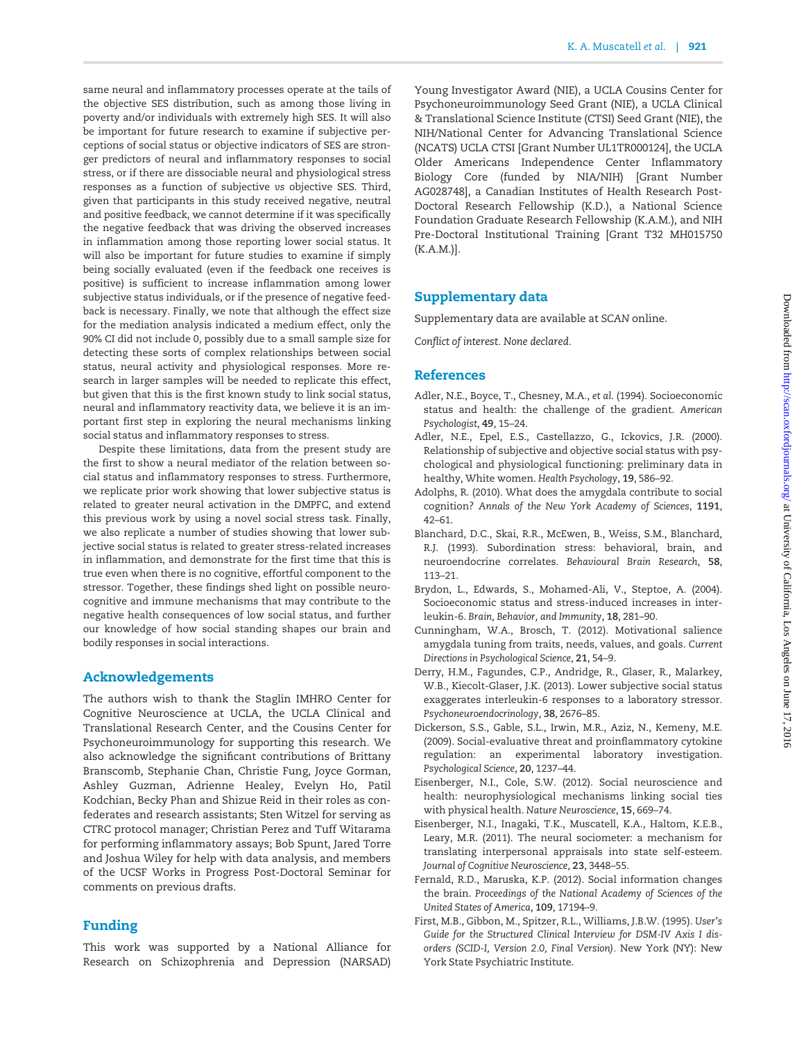same neural and inflammatory processes operate at the tails of the objective SES distribution, such as among those living in poverty and/or individuals with extremely high SES. It will also be important for future research to examine if subjective perceptions of social status or objective indicators of SES are stronger predictors of neural and inflammatory responses to social stress, or if there are dissociable neural and physiological stress responses as a function of subjective *vs* objective SES. Third, given that participants in this study received negative, neutral and positive feedback, we cannot determine if it was specifically the negative feedback that was driving the observed increases in inflammation among those reporting lower social status. It will also be important for future studies to examine if simply being socially evaluated (even if the feedback one receives is positive) is sufficient to increase inflammation among lower subjective status individuals, or if the presence of negative feedback is necessary. Finally, we note that although the effect size for the mediation analysis indicated a medium effect, only the 90% CI did not include 0, possibly due to a small sample size for detecting these sorts of complex relationships between social status, neural activity and physiological responses. More research in larger samples will be needed to replicate this effect, but given that this is the first known study to link social status, neural and inflammatory reactivity data, we believe it is an important first step in exploring the neural mechanisms linking social status and inflammatory responses to stress.

Despite these limitations, data from the present study are the first to show a neural mediator of the relation between social status and inflammatory responses to stress. Furthermore, we replicate prior work showing that lower subjective status is related to greater neural activation in the DMPFC, and extend this previous work by using a novel social stress task. Finally, we also replicate a number of studies showing that lower subjective social status is related to greater stress-related increases in inflammation, and demonstrate for the first time that this is true even when there is no cognitive, effortful component to the stressor. Together, these findings shed light on possible neurocognitive and immune mechanisms that may contribute to the negative health consequences of low social status, and further our knowledge of how social standing shapes our brain and bodily responses in social interactions.

## Acknowledgements

The authors wish to thank the Staglin IMHRO Center for Cognitive Neuroscience at UCLA, the UCLA Clinical and Translational Research Center, and the Cousins Center for Psychoneuroimmunology for supporting this research. We also acknowledge the significant contributions of Brittany Branscomb, Stephanie Chan, Christie Fung, Joyce Gorman, Ashley Guzman, Adrienne Healey, Evelyn Ho, Patil Kodchian, Becky Phan and Shizue Reid in their roles as confederates and research assistants; Sten Witzel for serving as CTRC protocol manager; Christian Perez and Tuff Witarama for performing inflammatory assays; Bob Spunt, Jared Torre and Joshua Wiley for help with data analysis, and members of the UCSF Works in Progress Post-Doctoral Seminar for comments on previous drafts.

## Funding

This work was supported by a National Alliance for Research on Schizophrenia and Depression (NARSAD) Young Investigator Award (NIE), a UCLA Cousins Center for Psychoneuroimmunology Seed Grant (NIE), a UCLA Clinical & Translational Science Institute (CTSI) Seed Grant (NIE), the NIH/National Center for Advancing Translational Science (NCATS) UCLA CTSI [Grant Number UL1TR000124], the UCLA Older Americans Independence Center Inflammatory Biology Core (funded by NIA/NIH) [Grant Number AG028748], a Canadian Institutes of Health Research Post-Doctoral Research Fellowship (K.D.), a National Science Foundation Graduate Research Fellowship (K.A.M.), and NIH Pre-Doctoral Institutional Training [Grant T32 MH015750 (K.A.M.)].

## Supplementary data

Supplementary data are available at *SCAN* online.

*Conflict of interest*. *None declared*.

## References

Adler, N.E., Boyce, T., Chesney, M.A., *et al*. (1994). Socioeconomic status and health: the challenge of the gradient. *American Psychologist*, **49**, 15–24.

Adler, N.E., Epel, E.S., Castellazzo, G., Ickovics, J.R. (2000). Relationship of subjective and objective social status with psychological and physiological functioning: preliminary data in healthy, White women. *Health Psychology*, **19**, 586–92.

Adolphs, R. (2010). What does the amygdala contribute to social cognition? *Annals of the New York Academy of Sciences*, **1191**, 42–61.

Blanchard, D.C., Skai, R.R., McEwen, B., Weiss, S.M., Blanchard, R.J. (1993). Subordination stress: behavioral, brain, and neuroendocrine correlates. *Behavioural Brain Research*, **58**, 113–21.

Brydon, L., Edwards, S., Mohamed-Ali, V., Steptoe, A. (2004). Socioeconomic status and stress-induced increases in interleukin-6. *Brain, Behavior, and Immunity*, **18**, 281–90.

Cunningham, W.A., Brosch, T. (2012). Motivational salience amygdala tuning from traits, needs, values, and goals. *Current Directions in Psychological Science*, **21**, 54–9.

Derry, H.M., Fagundes, C.P., Andridge, R., Glaser, R., Malarkey, W.B., Kiecolt-Glaser, J.K. (2013). Lower subjective social status exaggerates interleukin-6 responses to a laboratory stressor. *Psychoneuroendocrinology*, **38**, 2676–85.

Dickerson, S.S., Gable, S.L., Irwin, M.R., Aziz, N., Kemeny, M.E. (2009). Social-evaluative threat and proinflammatory cytokine regulation: an experimental laboratory investigation. *Psychological Science*, **20**, 1237–44.

Eisenberger, N.I., Cole, S.W. (2012). Social neuroscience and health: neurophysiological mechanisms linking social ties with physical health. *Nature Neuroscience*, **15**, 669–74.

Eisenberger, N.I., Inagaki, T.K., Muscatell, K.A., Haltom, K.E.B., Leary, M.R. (2011). The neural sociometer: a mechanism for translating interpersonal appraisals into state self-esteem. *Journal of Cognitive Neuroscience*, **23**, 3448–55.

Fernald, R.D., Maruska, K.P. (2012). Social information changes the brain. *Proceedings of the National Academy of Sciences of the United States of America*, **109**, 17194–9.

First, M.B., Gibbon, M., Spitzer, R.L., Williams, J.B.W. (1995). *User's Guide for the Structured Clinical Interview for DSM-IV Axis I disorders (SCID-I, Version 2.0, Final Version)*. New York (NY): New York State Psychiatric Institute.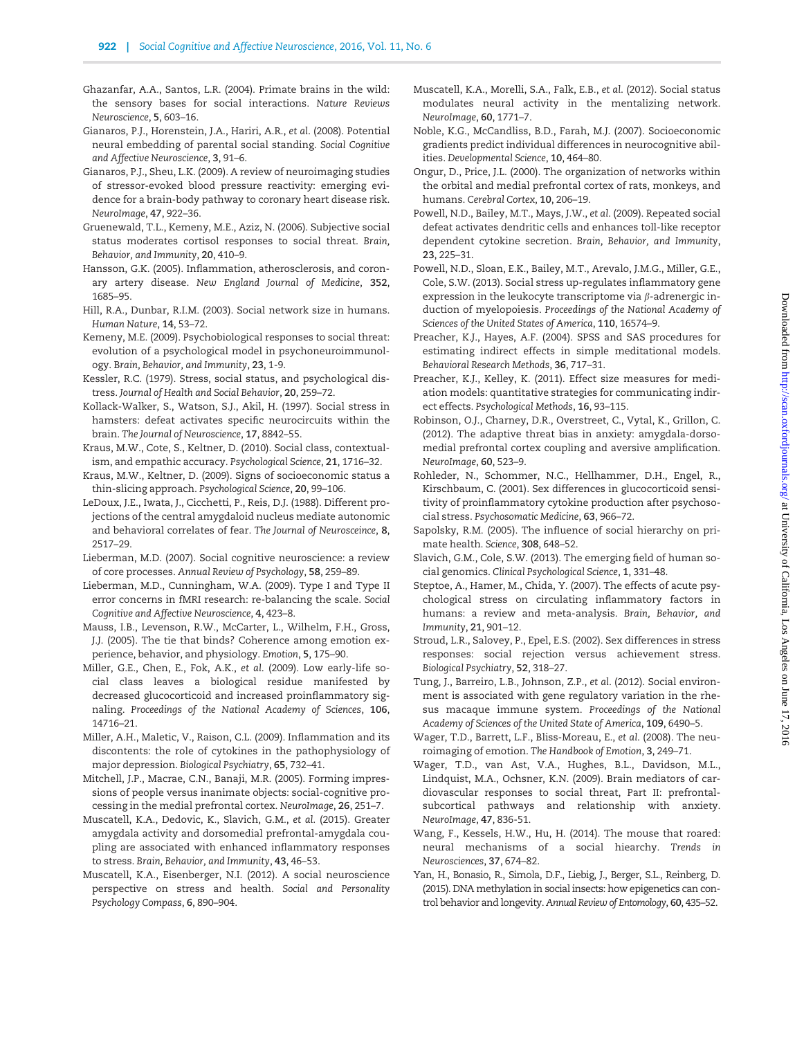Ghazanfar, A.A., Santos, L.R. (2004). Primate brains in the wild: the sensory bases for social interactions. *Nature Reviews Neuroscience*, **5**, 603–16.

Gianaros, P.J., Horenstein, J.A., Hariri, A.R., *et al.* (2008). Potential neural embedding of parental social standing. *Social Cognitive and Affective Neuroscience*, **3**, 91–6.

Gianaros, P.J., Sheu, L.K. (2009). A review of neuroimaging studies of stressor-evoked blood pressure reactivity: emerging evidence for a brain-body pathway to coronary heart disease risk. *NeuroImage*, **47**, 922–36.

Gruenewald, T.L., Kemeny, M.E., Aziz, N. (2006). Subjective social status moderates cortisol responses to social threat. *Brain, Behavior, and Immunity*, **20**, 410–9.

Hansson, G.K. (2005). Inflammation, atherosclerosis, and coronary artery disease. *New England Journal of Medicine*, **352**, 1685–95.

Hill, R.A., Dunbar, R.I.M. (2003). Social network size in humans. *Human Nature*, **14**, 53–72.

Kemeny, M.E. (2009). Psychobiological responses to social threat: evolution of a psychological model in psychoneuroimmunology. *Brain, Behavior, and Immunity*, **23**, 1-9.

Kessler, R.C. (1979). Stress, social status, and psychological distress. *Journal of Health and Social Behavior*, **20**, 259–72.

Kollack-Walker, S., Watson, S.J., Akil, H. (1997). Social stress in hamsters: defeat activates specific neurocircuits within the brain. *The Journal of Neuroscience*, **17**, 8842–55.

Kraus, M.W., Cote, S., Keltner, D. (2010). Social class, contextualism, and empathic accuracy. *Psychological Science*, **21**, 1716–32.

Kraus, M.W., Keltner, D. (2009). Signs of socioeconomic status a thin-slicing approach. *Psychological Science*, **20**, 99–106.

LeDoux, J.E., Iwata, J., Cicchetti, P., Reis, D.J. (1988). Different projections of the central amygdaloid nucleus mediate autonomic and behavioral correlates of fear. *The Journal of Neuroscceince*, **8**, 2517–29.

Lieberman, M.D. (2007). Social cognitive neuroscience: a review of core processes. *Annual Review of Psychology*, **58**, 259–89.

Lieberman, M.D., Cunningham, W.A. (2009). Type I and Type II error concerns in fMRI research: re-balancing the scale. *Social Cognitive and Affective Neuroscience*, **4**, 423–8.

Mauss, I.B., Levenson, R.W., McCarter, L., Wilhelm, F.H., Gross, J.J. (2005). The tie that binds? Coherence among emotion experience, behavior, and physiology. *Emotion*, **5**, 175–90.

Miller, G.E., Chen, E., Fok, A.K., *et al.* (2009). Low early-life social class leaves a biological residue manifested by decreased glucocorticoid and increased proinflammatory signaling. *Proceedings of the National Academy of Sciences*, **106**, 14716–21.

Miller, A.H., Maletic, V., Raison, C.L. (2009). Inflammation and its discontents: the role of cytokines in the pathophysiology of major depression. *Biological Psychiatry*, **65**, 732–41.

Mitchell, J.P., Macrae, C.N., Banaji, M.R. (2005). Forming impressions of people versus inanimate objects: social-cognitive processing in the medial prefrontal cortex. *NeuroImage*, **26**, 251–7.

Muscatell, K.A., Dedovic, K., Slavich, G.M., *et al.* (2015). Greater amygdala activity and dorsomedial prefrontal-amygdala coupling are associated with enhanced inflammatory responses to stress. *Brain, Behavior, and Immunity*, **43**, 46–53.

Muscatell, K.A., Eisenberger, N.I. (2012). A social neuroscience perspective on stress and health. *Social and Personality Psychology Compass*, **6**, 890–904.

Muscatell, K.A., Morelli, S.A., Falk, E.B., *et al.* (2012). Social status modulates neural activity in the mentalizing network. *NeuroImage*, **60**, 1771–7.

Noble, K.G., McCandliss, B.D., Farah, M.J. (2007). Socioeconomic gradients predict individual differences in neurocognitive abilities. *Developmental Science*, **10**, 464–80.

Ongur, D., Price, J.L. (2000). The organization of networks within the orbital and medial prefrontal cortex of rats, monkeys, and humans. *Cerebral Cortex*, **10**, 206–19.

Powell, N.D., Bailey, M.T., Mays, J.W., *et al.* (2009). Repeated social defeat activates dendritic cells and enhances toll-like receptor dependent cytokine secretion. *Brain, Behavior, and Immunity*, **23**, 225–31.

Powell, N.D., Sloan, E.K., Bailey, M.T., Arevalo, J.M.G., Miller, G.E., Cole, S.W. (2013). Social stress up-regulates inflammatory gene expression in the leukocyte transcriptome via $\beta$-adrenergic induction of myelopoiesis. *Proceedings of the National Academy of Sciences of the United States of America*, **110**, 16574–9.

Preacher, K.J., Hayes, A.F. (2004). SPSS and SAS procedures for estimating indirect effects in simple meditational models. *Behavioral Research Methods*, **36**, 717–31.

Preacher, K.J., Kelley, K. (2011). Effect size measures for mediation models: quantitative strategies for communicating indirect effects. *Psychological Methods*, **16**, 93–115.

Robinson, O.J., Charney, D.R., Overstreet, C., Vytal, K., Grillon, C. (2012). The adaptive threat bias in anxiety: amygdala-dorsomedial prefrontal cortex coupling and aversive amplification. *NeuroImage*, **60**, 523–9.

Rohleder, N., Schommer, N.C., Hellhammer, D.H., Engel, R., Kirschbaum, C. (2001). Sex differences in glucocorticoid sensitivity of proinflammatory cytokine production after psychosocial stress. *Psychosomatic Medicine*, **63**, 966–72.

Sapolsky, R.M. (2005). The influence of social hierarchy on primate health. *Science*, **308**, 648–52.

Slavich, G.M., Cole, S.W. (2013). The emerging field of human social genomics. *Clinical Psychological Science*, **1**, 331–48.

Steptoe, A., Hamer, M., Chida, Y. (2007). The effects of acute psychological stress on circulating inflammatory factors in humans: a review and meta-analysis. *Brain, Behavior, and Immunity*, **21**, 901–12.

Stroud, L.R., Salovey, P., Epel, E.S. (2002). Sex differences in stress responses: social rejection versus achievement stress. *Biological Psychiatry*, **52**, 318–27.

Tung, J., Barreiro, L.B., Johnson, Z.P., *et al.* (2012). Social environment is associated with gene regulatory variation in the rhesus macaque immune system. *Proceedings of the National Academy of Sciences of the United State of America*, **109**, 6490–5.

Wager, T.D., Barrett, L.F., Bliss-Moreau, E., *et al.* (2008). The neuroimaging of emotion. *The Handbook of Emotion*, **3**, 249–71.

Wager, T.D., van Ast, V.A., Hughes, B.L., Davidson, M.L., Lindquist, M.A., Ochsner, K.N. (2009). Brain mediators of cardiovascular responses to social threat, Part II: prefrontal-subcortical pathways and relationship with anxiety. *NeuroImage*, **47**, 836-51.

Wang, F., Kessels, H.W., Hu, H. (2014). The mouse that roared: neural mechanisms of a social hiearchy. *Trends in Neurosciences*, **37**, 674–82.

Yan, H., Bonasio, R., Simola, D.F., Liebig, J., Berger, S.L., Reinberg, D. (2015). DNA methylation in social insects: how epigenetics can control behavior and longevity. *Annual Review of Entomology*, **60**, 435–52.